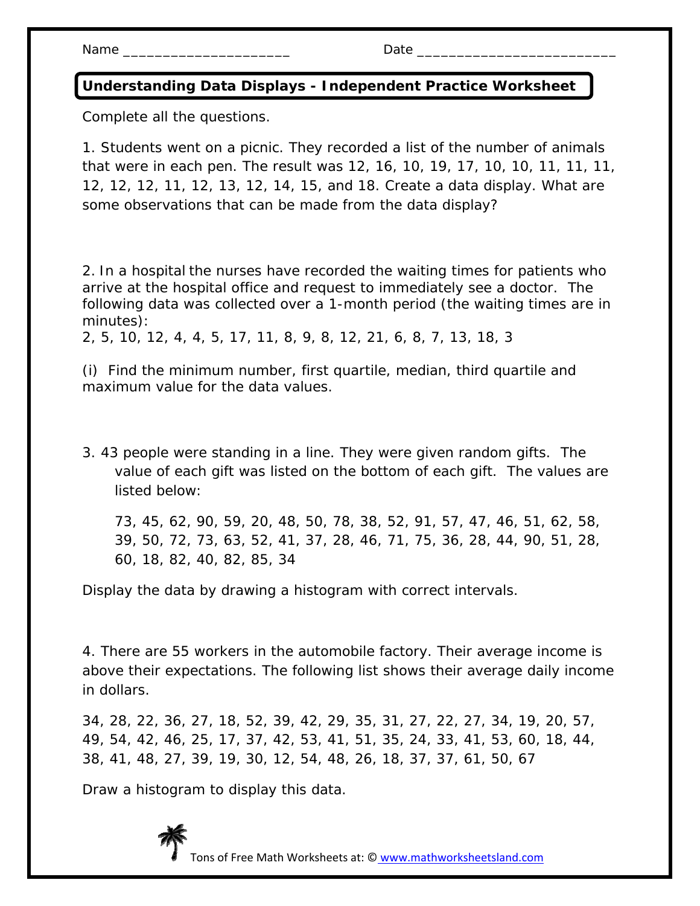Name _____________________ Date _________________________

## Understanding Data Displays - Independent Practice Worksheet

Complete all the questions.

1. Students went on a picnic. They recorded a list of the number of animals that were in each pen. The result was 12, 16, 10, 19, 17, 10, 10, 11, 11, 11, 12, 12, 12, 11, 12, 13, 12, 14, 15, and 18. Create a data display. What are some observations that can be made from the data display?

2. In a hospital the nurses have recorded the waiting times for patients who arrive at the hospital office and request to immediately see a doctor. The following data was collected over a 1-month period (the waiting times are in minutes):

2, 5, 10, 12, 4, 4, 5, 17, 11, 8, 9, 8, 12, 21, 6, 8, 7, 13, 18, 3

(i) Find the minimum number, first quartile, median, third quartile and maximum value for the data values.

3. 43 people were standing in a line. They were given random gifts. The value of each gift was listed on the bottom of each gift. The values are listed below:

73, 45, 62, 90, 59, 20, 48, 50, 78, 38, 52, 91, 57, 47, 46, 51, 62, 58, 39, 50, 72, 73, 63, 52, 41, 37, 28, 46, 71, 75, 36, 28, 44, 90, 51, 28, 60, 18, 82, 40, 82, 85, 34

Display the data by drawing a histogram with correct intervals.

4. There are 55 workers in the automobile factory. Their average income is above their expectations. The following list shows their average daily income in dollars.

34, 28, 22, 36, 27, 18, 52, 39, 42, 29, 35, 31, 27, 22, 27, 34, 19, 20, 57, 49, 54, 42, 46, 25, 17, 37, 42, 53, 41, 51, 35, 24, 33, 41, 53, 60, 18, 44, 38, 41, 48, 27, 39, 19, 30, 12, 54, 48, 26, 18, 37, 37, 61, 50, 67

Draw a histogram to display this data.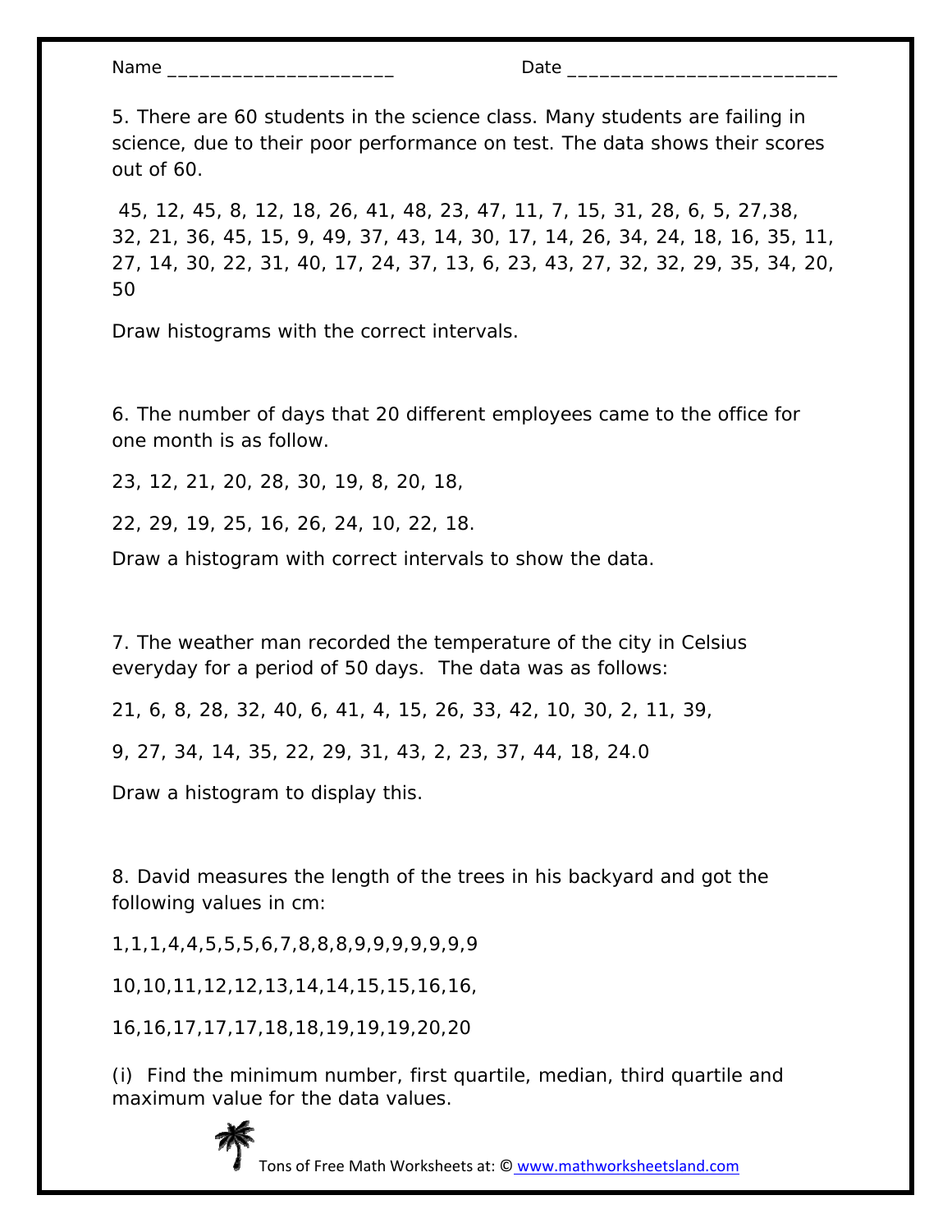Name ______________________ Date ___________________________

5. There are 60 students in the science class. Many students are failing in science, due to their poor performance on test. The data shows their scores out of 60.

45, 12, 45, 8, 12, 18, 26, 41, 48, 23, 47, 11, 7, 15, 31, 28, 6, 5, 27,38, 32, 21, 36, 45, 15, 9, 49, 37, 43, 14, 30, 17, 14, 26, 34, 24, 18, 16, 35, 11, 27, 14, 30, 22, 31, 40, 17, 24, 37, 13, 6, 23, 43, 27, 32, 32, 29, 35, 34, 20, 50

Draw histograms with the correct intervals.

6. The number of days that 20 different employees came to the office for one month is as follow.

23, 12, 21, 20, 28, 30, 19, 8, 20, 18,

22, 29, 19, 25, 16, 26, 24, 10, 22, 18.

Draw a histogram with correct intervals to show the data.

7. The weather man recorded the temperature of the city in Celsius everyday for a period of 50 days. The data was as follows:

21, 6, 8, 28, 32, 40, 6, 41, 4, 15, 26, 33, 42, 10, 30, 2, 11, 39,

9, 27, 34, 14, 35, 22, 29, 31, 43, 2, 23, 37, 44, 18, 24.0

Draw a histogram to display this.

8. David measures the length of the trees in his backyard and got the following values in cm:

1,1,1,4,4,5,5,5,6,7,8,8,8,9,9,9,9,9,9,9

10,10,11,12,12,13,14,14,15,15,16,16,

16,16,17,17,17,18,18,19,19,19,20,20

(i) Find the minimum number, first quartile, median, third quartile and maximum value for the data values.

Tons of Free Math Worksheets at: © www.mathworksheetsland.com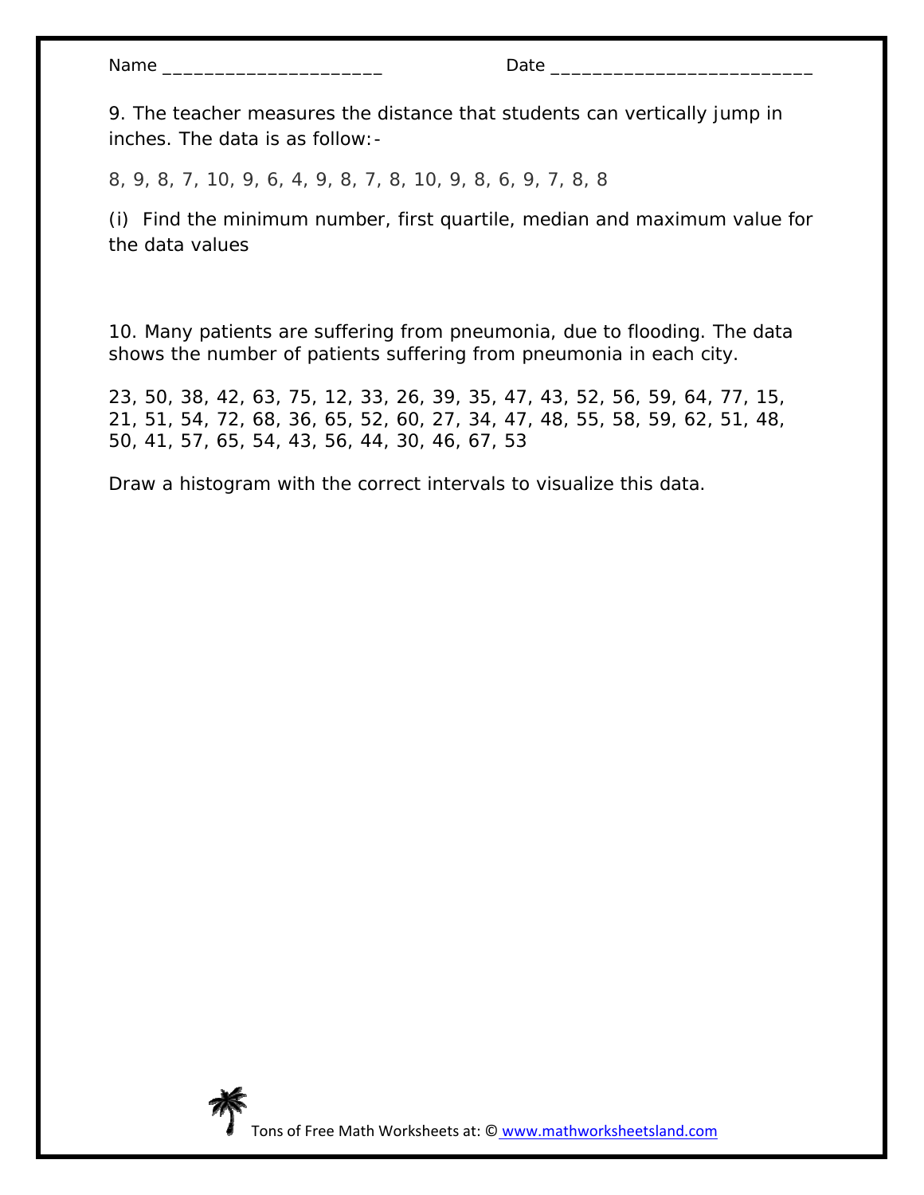Name ____________________ Date ________________________

9. The teacher measures the distance that students can vertically jump in inches. The data is as follow:-

8, 9, 8, 7, 10, 9, 6, 4, 9, 8, 7, 8, 10, 9, 8, 6, 9, 7, 8, 8

(i) Find the minimum number, first quartile, median and maximum value for the data values

10. Many patients are suffering from pneumonia, due to flooding. The data shows the number of patients suffering from pneumonia in each city.

23, 50, 38, 42, 63, 75, 12, 33, 26, 39, 35, 47, 43, 52, 56, 59, 64, 77, 15, 21, 51, 54, 72, 68, 36, 65, 52, 60, 27, 34, 47, 48, 55, 58, 59, 62, 51, 48, 50, 41, 57, 65, 54, 43, 56, 44, 30, 46, 67, 53

Draw a histogram with the correct intervals to visualize this data.